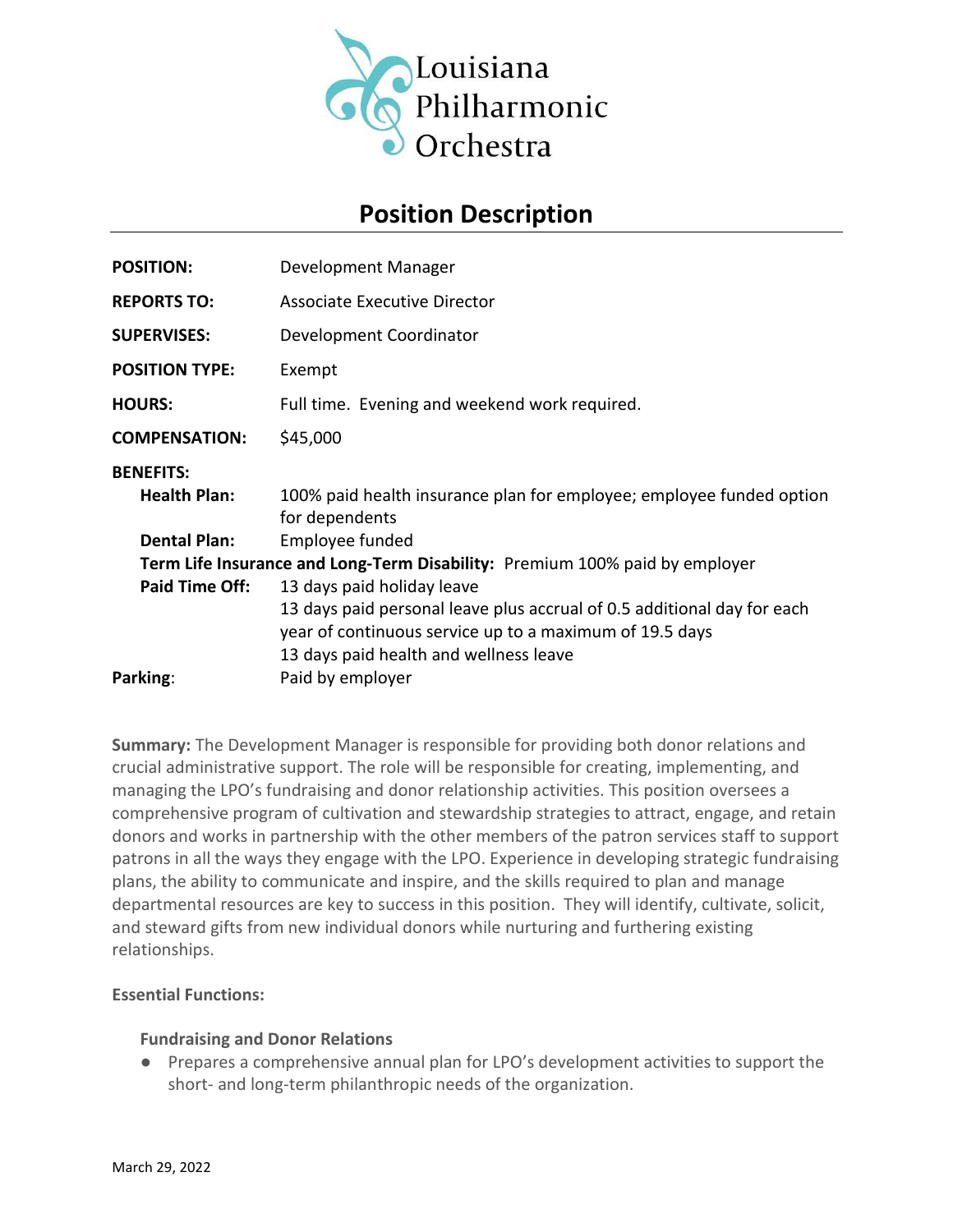Louisiana Philharmonic Orchestra

# Position Description

**POSITION:** Development Manager

**REPORTS TO:** Associate Executive Director

**SUPERVISES:** Development Coordinator

**POSITION TYPE:** Exempt

**HOURS:** Full time. Evening and weekend work required.

**COMPENSATION:** $45,000

**BENEFITS:**

**Health Plan:** 100% paid health insurance plan for employee; employee funded option for dependents

**Dental Plan:** Employee funded

**Term Life Insurance and Long-Term Disability:** Premium 100% paid by employer

**Paid Time Off:** 13 days paid holiday leave
13 days paid personal leave plus accrual of 0.5 additional day for each year of continuous service up to a maximum of 19.5 days
13 days paid health and wellness leave

**Parking**: Paid by employer

**Summary:** The Development Manager is responsible for providing both donor relations and crucial administrative support. The role will be responsible for creating, implementing, and managing the LPO's fundraising and donor relationship activities. This position oversees a comprehensive program of cultivation and stewardship strategies to attract, engage, and retain donors and works in partnership with the other members of the patron services staff to support patrons in all the ways they engage with the LPO. Experience in developing strategic fundraising plans, the ability to communicate and inspire, and the skills required to plan and manage departmental resources are key to success in this position. They will identify, cultivate, solicit, and steward gifts from new individual donors while nurturing and furthering existing relationships.

**Essential Functions:**

**Fundraising and Donor Relations**

- Prepares a comprehensive annual plan for LPO's development activities to support the short- and long-term philanthropic needs of the organization.

March 29, 2022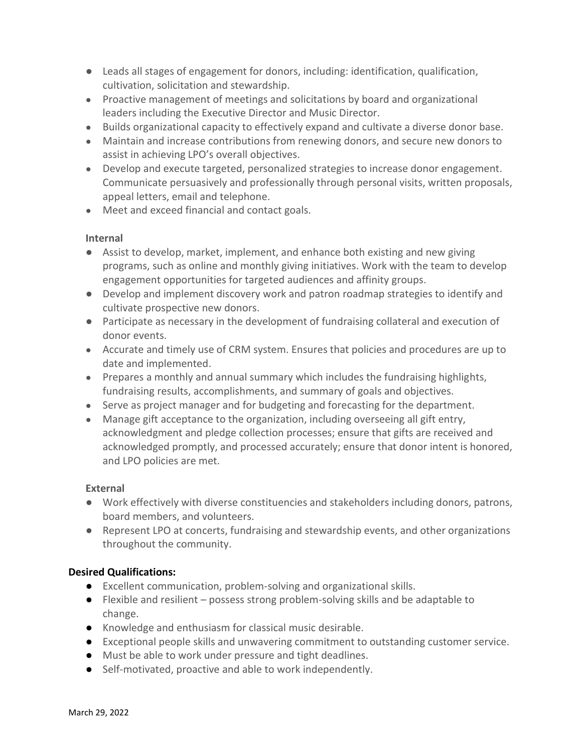- Leads all stages of engagement for donors, including: identification, qualification, cultivation, solicitation and stewardship.
- Proactive management of meetings and solicitations by board and organizational leaders including the Executive Director and Music Director.
- Builds organizational capacity to effectively expand and cultivate a diverse donor base.
- Maintain and increase contributions from renewing donors, and secure new donors to assist in achieving LPO's overall objectives.
- Develop and execute targeted, personalized strategies to increase donor engagement. Communicate persuasively and professionally through personal visits, written proposals, appeal letters, email and telephone.
- Meet and exceed financial and contact goals.

**Internal**

- Assist to develop, market, implement, and enhance both existing and new giving programs, such as online and monthly giving initiatives. Work with the team to develop engagement opportunities for targeted audiences and affinity groups.
- Develop and implement discovery work and patron roadmap strategies to identify and cultivate prospective new donors.
- Participate as necessary in the development of fundraising collateral and execution of donor events.
- Accurate and timely use of CRM system. Ensures that policies and procedures are up to date and implemented.
- Prepares a monthly and annual summary which includes the fundraising highlights, fundraising results, accomplishments, and summary of goals and objectives.
- Serve as project manager and for budgeting and forecasting for the department.
- Manage gift acceptance to the organization, including overseeing all gift entry, acknowledgment and pledge collection processes; ensure that gifts are received and acknowledged promptly, and processed accurately; ensure that donor intent is honored, and LPO policies are met.

**External**

- Work effectively with diverse constituencies and stakeholders including donors, patrons, board members, and volunteers.
- Represent LPO at concerts, fundraising and stewardship events, and other organizations throughout the community.

**Desired Qualifications:**

- Excellent communication, problem-solving and organizational skills.
- Flexible and resilient – possess strong problem-solving skills and be adaptable to change.
- Knowledge and enthusiasm for classical music desirable.
- Exceptional people skills and unwavering commitment to outstanding customer service.
- Must be able to work under pressure and tight deadlines.
- Self-motivated, proactive and able to work independently.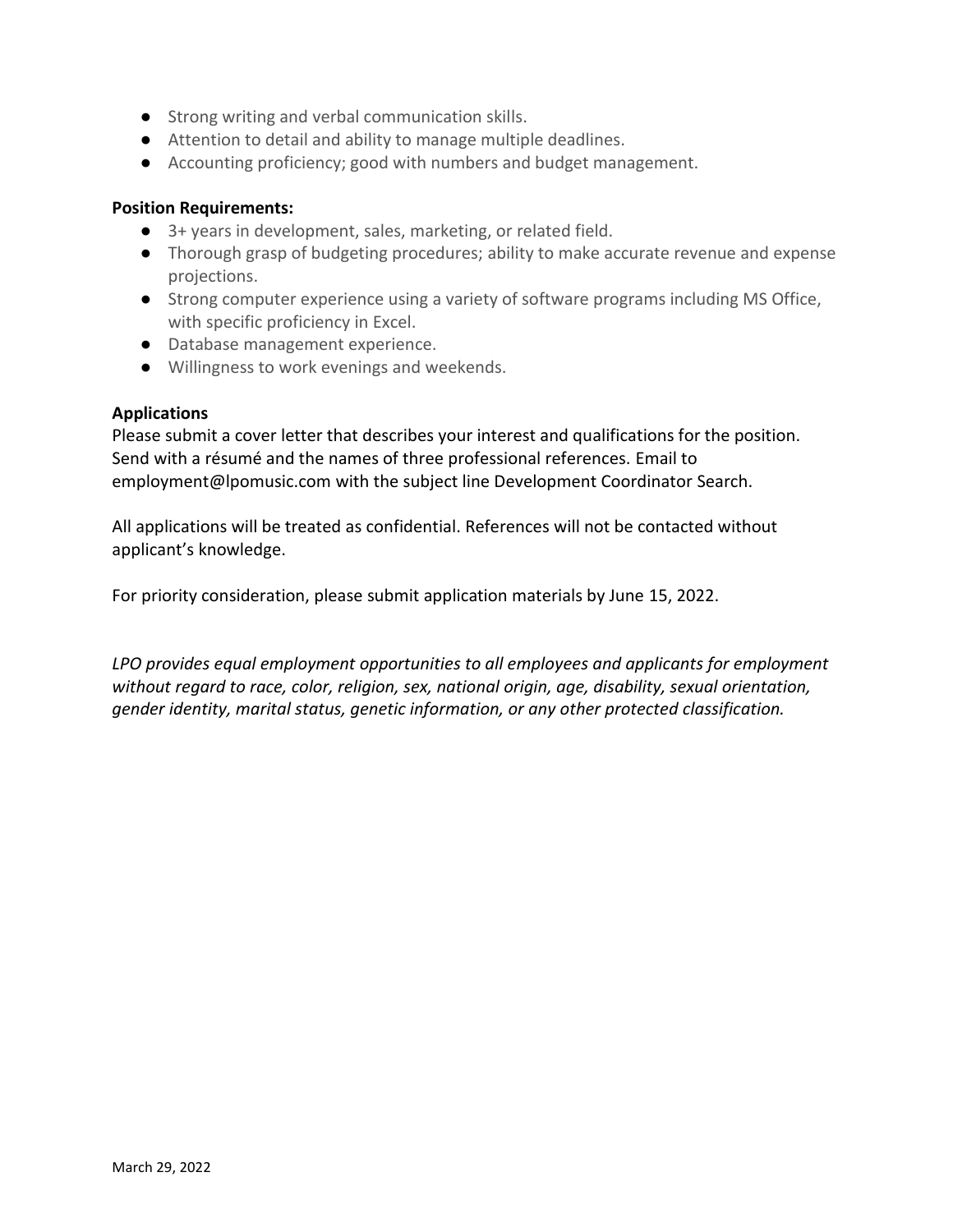- Strong writing and verbal communication skills.
- Attention to detail and ability to manage multiple deadlines.
- Accounting proficiency; good with numbers and budget management.

**Position Requirements:**

- 3+ years in development, sales, marketing, or related field.
- Thorough grasp of budgeting procedures; ability to make accurate revenue and expense projections.
- Strong computer experience using a variety of software programs including MS Office, with specific proficiency in Excel.
- Database management experience.
- Willingness to work evenings and weekends.

**Applications**

Please submit a cover letter that describes your interest and qualifications for the position. Send with a résumé and the names of three professional references. Email to employment@lpomusic.com with the subject line Development Coordinator Search.

All applications will be treated as confidential. References will not be contacted without applicant's knowledge.

For priority consideration, please submit application materials by June 15, 2022.

*LPO provides equal employment opportunities to all employees and applicants for employment without regard to race, color, religion, sex, national origin, age, disability, sexual orientation, gender identity, marital status, genetic information, or any other protected classification.*

March 29, 2022